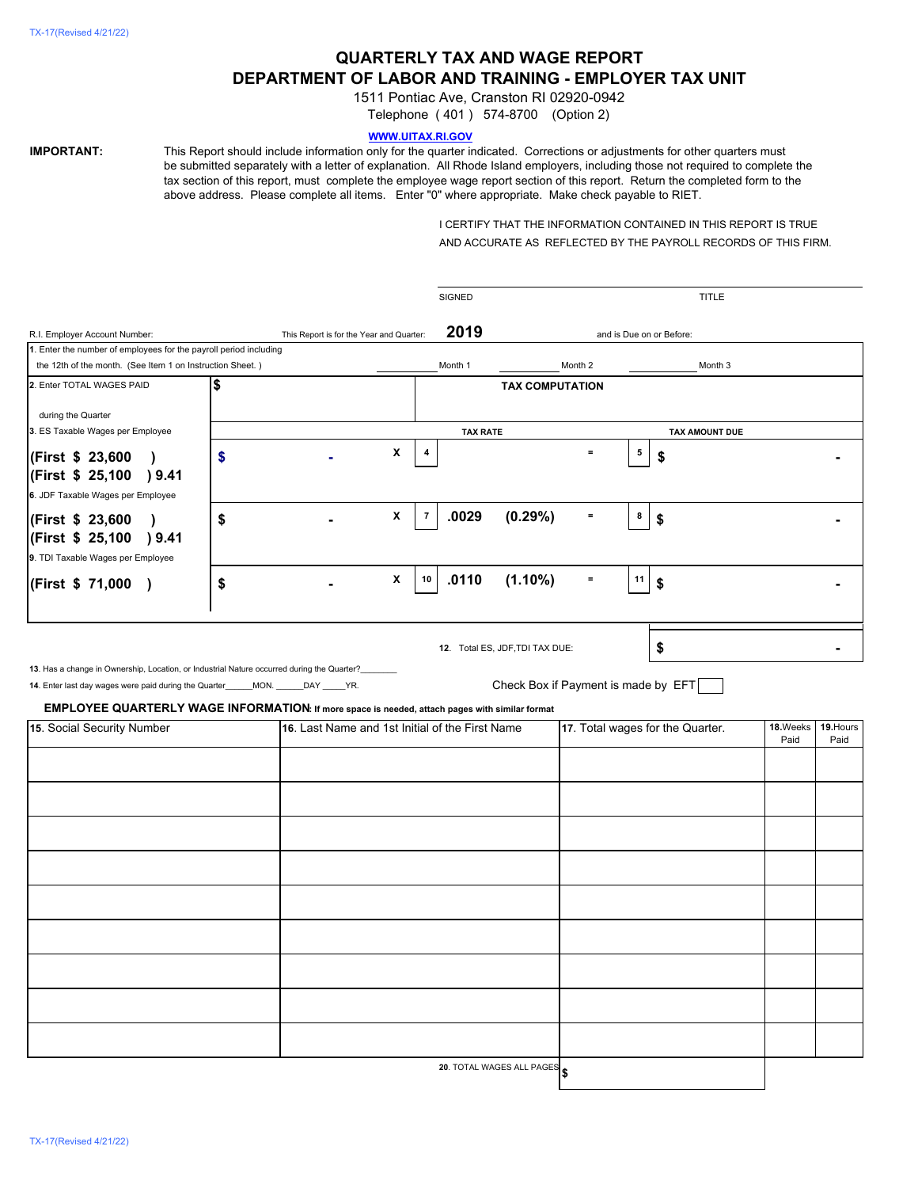# QUARTERLY TAX AND WAGE REPORT

## DEPARTMENT OF LABOR AND TRAINING - EMPLOYER TAX UNIT

1511 Pontiac Ave, Cranston RI 02920-0942

Telephone ( 401 ) 574-8700 (Option 2)

WWW.UITAX.RI.GOV

**IMPORTANT:** This Report should include information only for the quarter indicated. Corrections or adjustments for other quarters must be submitted separately with a letter of explanation. All Rhode Island employers, including those not required to complete the tax section of this report, must complete the employee wage report section of this report. Return the completed form to the above address. Please complete all items. Enter "0" where appropriate. Make check payable to RIET.

I CERTIFY THAT THE INFORMATION CONTAINED IN THIS REPORT IS TRUE AND ACCURATE AS REFLECTED BY THE PAYROLL RECORDS OF THIS FIRM.

SIGNED ______________________ TITLE ______________________

R.I. Employer Account Number: ______ This Report is for the Year and Quarter: **2019** and is Due on or Before: ______

1. Enter the number of employees for the payroll period including the 12th of the month. (See Item 1 on Instruction Sheet.) ______ Month 1 ______ Month 2 ______ Month 3

2. Enter TOTAL WAGES PAID during the Quarter **$**

**TAX COMPUTATION**

| | Taxable Wages | | | Tax Rate | | | Tax Amount Due |
|---|---|---|---|---|---|---|---|
| 3. ES Taxable Wages per Employee **(First $ 23,600 )** **(First $ 25,100 ) 9.41** | $ - | X | 4 | | = | 5 | $ - |
| 6. JDF Taxable Wages per Employee **(First $ 23,600 )** **(First $ 25,100 ) 9.41** | $ - | X | 7 | .0029 (0.29%) | = | 8 | $ - |
| 9. TDI Taxable Wages per Employee **(First $ 71,000 )** | $ - | X | 10 | .0110 (1.10%) | = | 11 | $ - |

12. Total ES, JDF,TDI TAX DUE: **$ -**

13. Has a change in Ownership, Location, or Industrial Nature occurred during the Quarter? ________

14. Enter last day wages were paid during the Quarter ______MON. ______DAY _____YR.

Check Box if Payment is made by EFT ☐

**EMPLOYEE QUARTERLY WAGE INFORMATION: If more space is needed, attach pages with similar format**

| 15. Social Security Number | 16. Last Name and 1st Initial of the First Name | 17. Total wages for the Quarter. | 18. Weeks Paid | 19. Hours Paid |
|---|---|---|---|---|
| | | | | |
| | | | | |
| | | | | |
| | | | | |
| | | | | |
| | | | | |
| | | | | |
| | | | | |
| | | | | |

20. TOTAL WAGES ALL PAGES **$**

TX-17(Revised 4/21/22)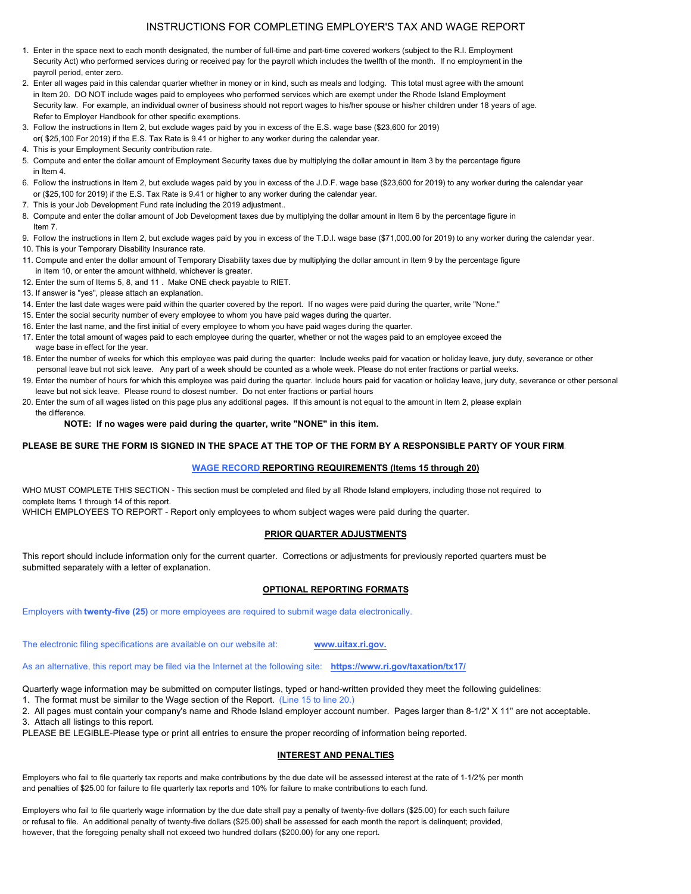# INSTRUCTIONS FOR COMPLETING EMPLOYER'S TAX AND WAGE REPORT

1. Enter in the space next to each month designated, the number of full-time and part-time covered workers (subject to the R.I. Employment Security Act) who performed services during or received pay for the payroll which includes the twelfth of the month. If no employment in the payroll period, enter zero.
2. Enter all wages paid in this calendar quarter whether in money or in kind, such as meals and lodging. This total must agree with the amount in Item 20. DO NOT include wages paid to employees who performed services which are exempt under the Rhode Island Employment Security law. For example, an individual owner of business should not report wages to his/her spouse or his/her children under 18 years of age. Refer to Employer Handbook for other specific exemptions.
3. Follow the instructions in Item 2, but exclude wages paid by you in excess of the E.S. wage base ($23,600 for 2019) or( $25,100 For 2019) if the E.S. Tax Rate is 9.41 or higher to any worker during the calendar year.
4. This is your Employment Security contribution rate.
5. Compute and enter the dollar amount of Employment Security taxes due by multiplying the dollar amount in Item 3 by the percentage figure in Item 4.
6. Follow the instructions in Item 2, but exclude wages paid by you in excess of the J.D.F. wage base ($23,600 for 2019) to any worker during the calendar year or ($25,100 for 2019) if the E.S. Tax Rate is 9.41 or higher to any worker during the calendar year.
7. This is your Job Development Fund rate including the 2019 adjustment..
8. Compute and enter the dollar amount of Job Development taxes due by multiplying the dollar amount in Item 6 by the percentage figure in Item 7.
9. Follow the instructions in Item 2, but exclude wages paid by you in excess of the T.D.I. wage base ($71,000.00 for 2019) to any worker during the calendar year.
10. This is your Temporary Disability Insurance rate.
11. Compute and enter the dollar amount of Temporary Disability taxes due by multiplying the dollar amount in Item 9 by the percentage figure in Item 10, or enter the amount withheld, whichever is greater.
12. Enter the sum of Items 5, 8, and 11 . Make ONE check payable to RIET.
13. If answer is "yes", please attach an explanation.
14. Enter the last date wages were paid within the quarter covered by the report. If no wages were paid during the quarter, write "None."
15. Enter the social security number of every employee to whom you have paid wages during the quarter.
16. Enter the last name, and the first initial of every employee to whom you have paid wages during the quarter.
17. Enter the total amount of wages paid to each employee during the quarter, whether or not the wages paid to an employee exceed the wage base in effect for the year.
18. Enter the number of weeks for which this employee was paid during the quarter: Include weeks paid for vacation or holiday leave, jury duty, severance or other personal leave but not sick leave. Any part of a week should be counted as a whole week. Please do not enter fractions or partial weeks.
19. Enter the number of hours for which this employee was paid during the quarter. Include hours paid for vacation or holiday leave, jury duty, severance or other personal leave but not sick leave. Please round to closest number. Do not enter fractions or partial hours
20. Enter the sum of all wages listed on this page plus any additional pages. If this amount is not equal to the amount in Item 2, please explain the difference.

**NOTE: If no wages were paid during the quarter, write "NONE" in this item.**

**PLEASE BE SURE THE FORM IS SIGNED IN THE SPACE AT THE TOP OF THE FORM BY A RESPONSIBLE PARTY OF YOUR FIRM.**

## WAGE RECORD REPORTING REQUIREMENTS (Items 15 through 20)

WHO MUST COMPLETE THIS SECTION - This section must be completed and filed by all Rhode Island employers, including those not required to complete Items 1 through 14 of this report.

WHICH EMPLOYEES TO REPORT - Report only employees to whom subject wages were paid during the quarter.

## PRIOR QUARTER ADJUSTMENTS

This report should include information only for the current quarter. Corrections or adjustments for previously reported quarters must be submitted separately with a letter of explanation.

## OPTIONAL REPORTING FORMATS

Employers with **twenty-five (25)** or more employees are required to submit wage data electronically.

The electronic filing specifications are available on our website at: **www.uitax.ri.gov.**

As an alternative, this report may be filed via the Internet at the following site: **https://www.ri.gov/taxation/tx17/**

Quarterly wage information may be submitted on computer listings, typed or hand-written provided they meet the following guidelines:

1. The format must be similar to the Wage section of the Report. (Line 15 to line 20.)
2. All pages must contain your company's name and Rhode Island employer account number. Pages larger than 8-1/2" X 11" are not acceptable.
3. Attach all listings to this report.

PLEASE BE LEGIBLE-Please type or print all entries to ensure the proper recording of information being reported.

## INTEREST AND PENALTIES

Employers who fail to file quarterly tax reports and make contributions by the due date will be assessed interest at the rate of 1-1/2% per month and penalties of $25.00 for failure to file quarterly tax reports and 10% for failure to make contributions to each fund.

Employers who fail to file quarterly wage information by the due date shall pay a penalty of twenty-five dollars ($25.00) for each such failure or refusal to file. An additional penalty of twenty-five dollars ($25.00) shall be assessed for each month the report is delinquent; provided, however, that the foregoing penalty shall not exceed two hundred dollars ($200.00) for any one report.